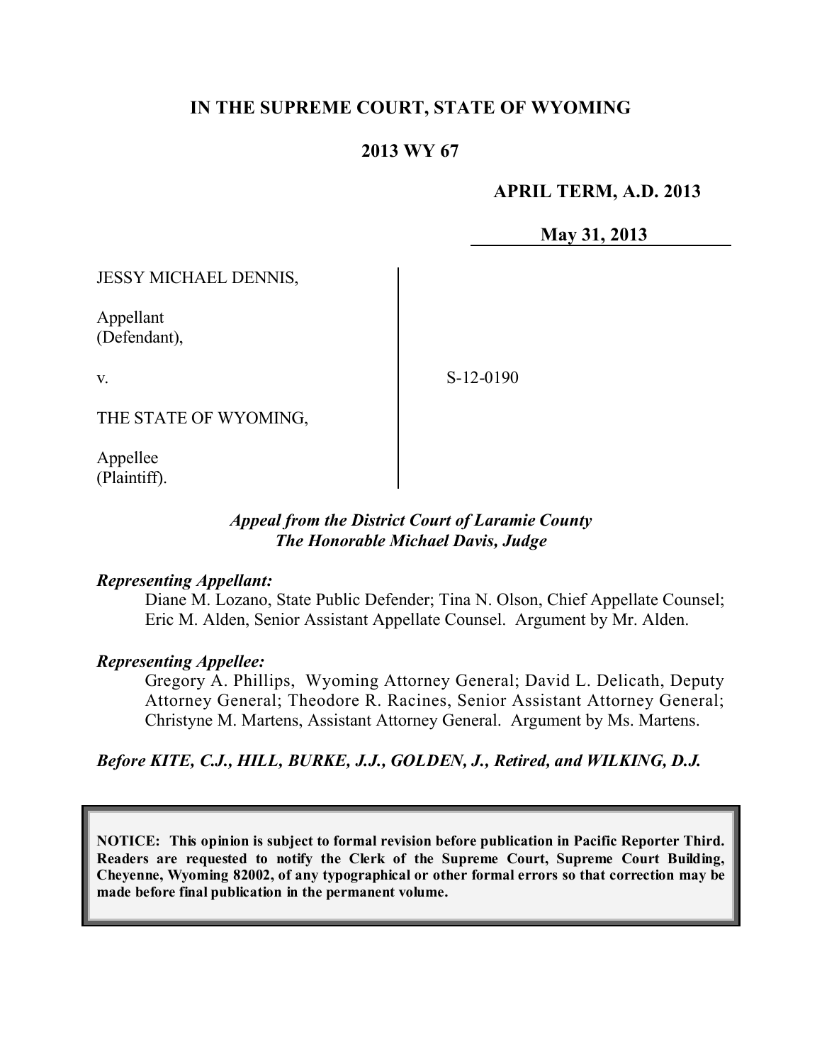**IN THE SUPREME COURT, STATE OF WYOMING**

**2013 WY 67**

**APRIL TERM, A.D. 2013**

**May 31, 2013**

JESSY MICHAEL DENNIS,

Appellant
(Defendant),

v.

S-12-0190

THE STATE OF WYOMING,

Appellee
(Plaintiff).

***Appeal from the District Court of Laramie County***
***The Honorable Michael Davis, Judge***

***Representing Appellant:***

Diane M. Lozano, State Public Defender; Tina N. Olson, Chief Appellate Counsel; Eric M. Alden, Senior Assistant Appellate Counsel. Argument by Mr. Alden.

***Representing Appellee:***

Gregory A. Phillips, Wyoming Attorney General; David L. Delicath, Deputy Attorney General; Theodore R. Racines, Senior Assistant Attorney General; Christyne M. Martens, Assistant Attorney General. Argument by Ms. Martens.

***Before KITE, C.J., HILL, BURKE, J.J., GOLDEN, J., Retired, and WILKING, D.J.***

**NOTICE: This opinion is subject to formal revision before publication in Pacific Reporter Third. Readers are requested to notify the Clerk of the Supreme Court, Supreme Court Building, Cheyenne, Wyoming 82002, of any typographical or other formal errors so that correction may be made before final publication in the permanent volume.**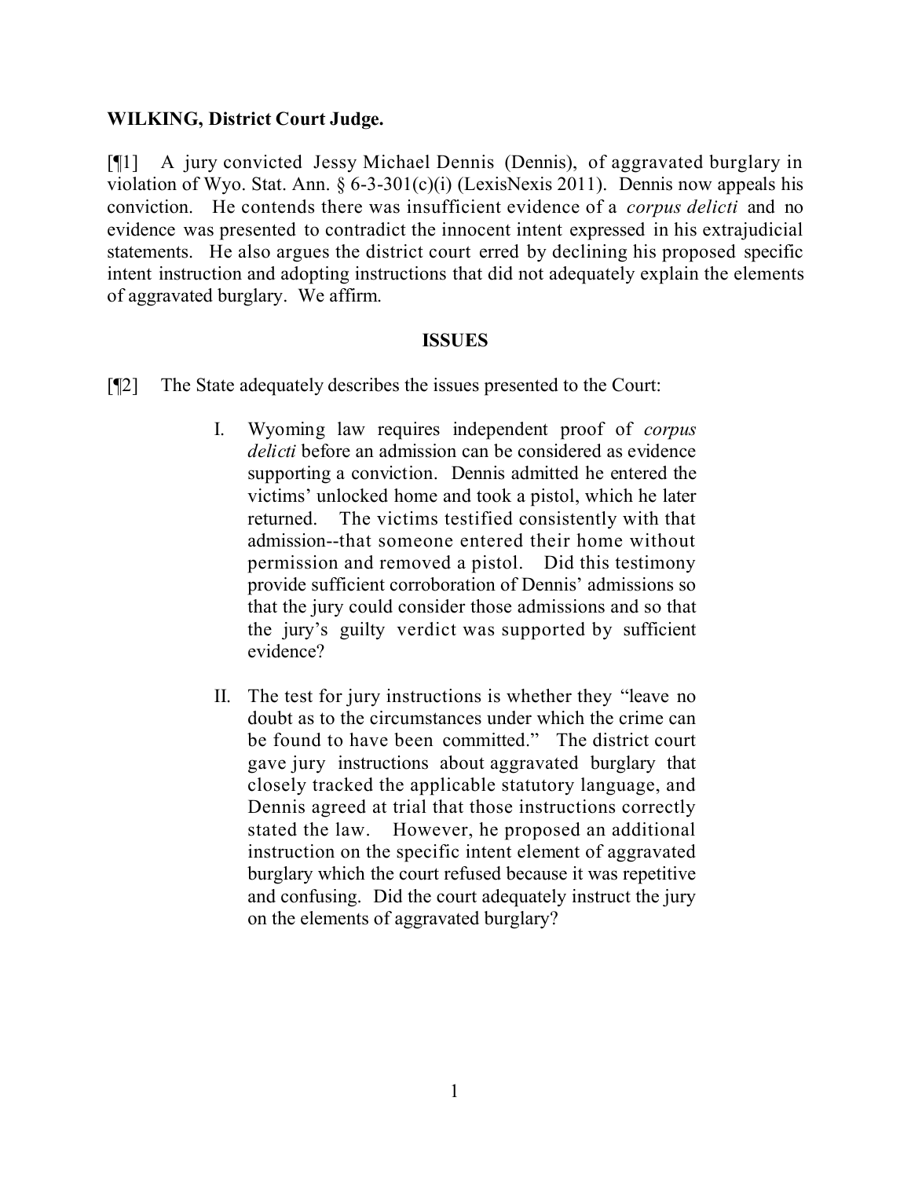**WILKING, District Court Judge.**

[¶1] A jury convicted Jessy Michael Dennis (Dennis), of aggravated burglary in violation of Wyo. Stat. Ann. § 6-3-301(c)(i) (LexisNexis 2011). Dennis now appeals his conviction. He contends there was insufficient evidence of a *corpus delicti* and no evidence was presented to contradict the innocent intent expressed in his extrajudicial statements. He also argues the district court erred by declining his proposed specific intent instruction and adopting instructions that did not adequately explain the elements of aggravated burglary. We affirm.

**ISSUES**

[¶2] The State adequately describes the issues presented to the Court:

> I. Wyoming law requires independent proof of *corpus delicti* before an admission can be considered as evidence supporting a conviction. Dennis admitted he entered the victims' unlocked home and took a pistol, which he later returned. The victims testified consistently with that admission--that someone entered their home without permission and removed a pistol. Did this testimony provide sufficient corroboration of Dennis' admissions so that the jury could consider those admissions and so that the jury's guilty verdict was supported by sufficient evidence?
>
> II. The test for jury instructions is whether they "leave no doubt as to the circumstances under which the crime can be found to have been committed." The district court gave jury instructions about aggravated burglary that closely tracked the applicable statutory language, and Dennis agreed at trial that those instructions correctly stated the law. However, he proposed an additional instruction on the specific intent element of aggravated burglary which the court refused because it was repetitive and confusing. Did the court adequately instruct the jury on the elements of aggravated burglary?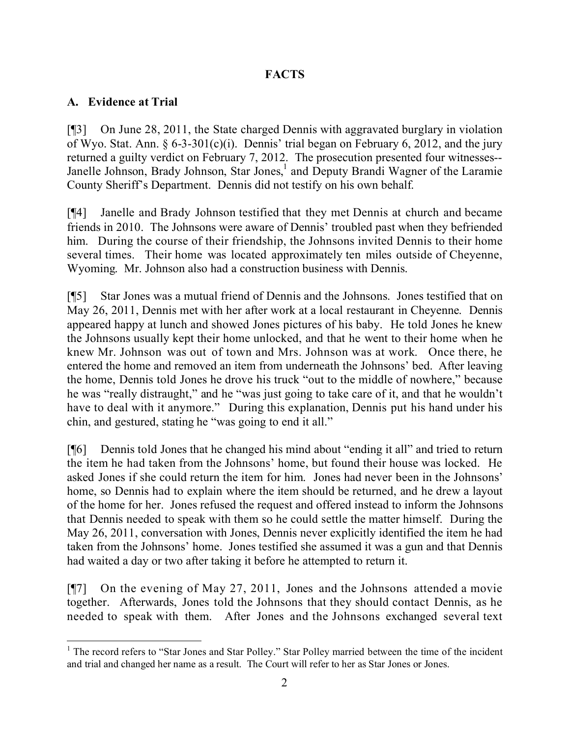## FACTS

### A. Evidence at Trial

[¶3] On June 28, 2011, the State charged Dennis with aggravated burglary in violation of Wyo. Stat. Ann. § 6-3-301(c)(i). Dennis' trial began on February 6, 2012, and the jury returned a guilty verdict on February 7, 2012. The prosecution presented four witnesses--Janelle Johnson, Brady Johnson, Star Jones,[1] and Deputy Brandi Wagner of the Laramie County Sheriff's Department. Dennis did not testify on his own behalf.

[¶4] Janelle and Brady Johnson testified that they met Dennis at church and became friends in 2010. The Johnsons were aware of Dennis' troubled past when they befriended him. During the course of their friendship, the Johnsons invited Dennis to their home several times. Their home was located approximately ten miles outside of Cheyenne, Wyoming. Mr. Johnson also had a construction business with Dennis.

[¶5] Star Jones was a mutual friend of Dennis and the Johnsons. Jones testified that on May 26, 2011, Dennis met with her after work at a local restaurant in Cheyenne. Dennis appeared happy at lunch and showed Jones pictures of his baby. He told Jones he knew the Johnsons usually kept their home unlocked, and that he went to their home when he knew Mr. Johnson was out of town and Mrs. Johnson was at work. Once there, he entered the home and removed an item from underneath the Johnsons' bed. After leaving the home, Dennis told Jones he drove his truck "out to the middle of nowhere," because he was "really distraught," and he "was just going to take care of it, and that he wouldn't have to deal with it anymore." During this explanation, Dennis put his hand under his chin, and gestured, stating he "was going to end it all."

[¶6] Dennis told Jones that he changed his mind about "ending it all" and tried to return the item he had taken from the Johnsons' home, but found their house was locked. He asked Jones if she could return the item for him. Jones had never been in the Johnsons' home, so Dennis had to explain where the item should be returned, and he drew a layout of the home for her. Jones refused the request and offered instead to inform the Johnsons that Dennis needed to speak with them so he could settle the matter himself. During the May 26, 2011, conversation with Jones, Dennis never explicitly identified the item he had taken from the Johnsons' home. Jones testified she assumed it was a gun and that Dennis had waited a day or two after taking it before he attempted to return it.

[¶7] On the evening of May 27, 2011, Jones and the Johnsons attended a movie together. Afterwards, Jones told the Johnsons that they should contact Dennis, as he needed to speak with them. After Jones and the Johnsons exchanged several text

[1] The record refers to "Star Jones and Star Polley." Star Polley married between the time of the incident and trial and changed her name as a result. The Court will refer to her as Star Jones or Jones.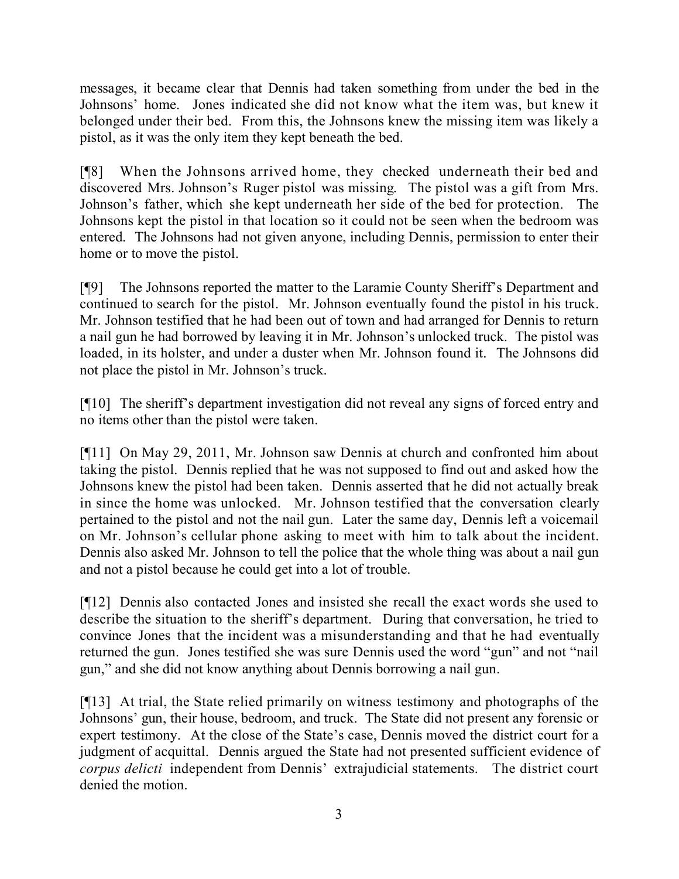messages, it became clear that Dennis had taken something from under the bed in the Johnsons' home. Jones indicated she did not know what the item was, but knew it belonged under their bed. From this, the Johnsons knew the missing item was likely a pistol, as it was the only item they kept beneath the bed.

[¶8] When the Johnsons arrived home, they checked underneath their bed and discovered Mrs. Johnson's Ruger pistol was missing. The pistol was a gift from Mrs. Johnson's father, which she kept underneath her side of the bed for protection. The Johnsons kept the pistol in that location so it could not be seen when the bedroom was entered. The Johnsons had not given anyone, including Dennis, permission to enter their home or to move the pistol.

[¶9] The Johnsons reported the matter to the Laramie County Sheriff's Department and continued to search for the pistol. Mr. Johnson eventually found the pistol in his truck. Mr. Johnson testified that he had been out of town and had arranged for Dennis to return a nail gun he had borrowed by leaving it in Mr. Johnson's unlocked truck. The pistol was loaded, in its holster, and under a duster when Mr. Johnson found it. The Johnsons did not place the pistol in Mr. Johnson's truck.

[¶10] The sheriff's department investigation did not reveal any signs of forced entry and no items other than the pistol were taken.

[¶11] On May 29, 2011, Mr. Johnson saw Dennis at church and confronted him about taking the pistol. Dennis replied that he was not supposed to find out and asked how the Johnsons knew the pistol had been taken. Dennis asserted that he did not actually break in since the home was unlocked. Mr. Johnson testified that the conversation clearly pertained to the pistol and not the nail gun. Later the same day, Dennis left a voicemail on Mr. Johnson's cellular phone asking to meet with him to talk about the incident. Dennis also asked Mr. Johnson to tell the police that the whole thing was about a nail gun and not a pistol because he could get into a lot of trouble.

[¶12] Dennis also contacted Jones and insisted she recall the exact words she used to describe the situation to the sheriff's department. During that conversation, he tried to convince Jones that the incident was a misunderstanding and that he had eventually returned the gun. Jones testified she was sure Dennis used the word "gun" and not "nail gun," and she did not know anything about Dennis borrowing a nail gun.

[¶13] At trial, the State relied primarily on witness testimony and photographs of the Johnsons' gun, their house, bedroom, and truck. The State did not present any forensic or expert testimony. At the close of the State's case, Dennis moved the district court for a judgment of acquittal. Dennis argued the State had not presented sufficient evidence of *corpus delicti* independent from Dennis' extrajudicial statements. The district court denied the motion.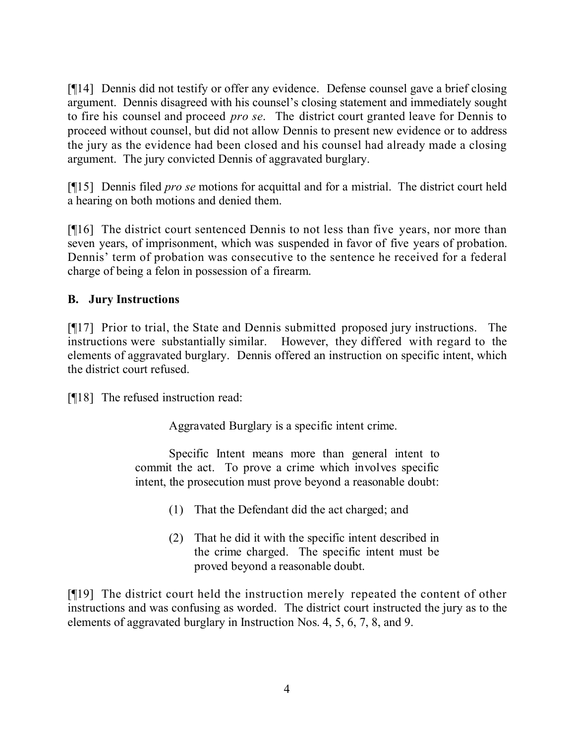[¶14] Dennis did not testify or offer any evidence. Defense counsel gave a brief closing argument. Dennis disagreed with his counsel's closing statement and immediately sought to fire his counsel and proceed *pro se*. The district court granted leave for Dennis to proceed without counsel, but did not allow Dennis to present new evidence or to address the jury as the evidence had been closed and his counsel had already made a closing argument. The jury convicted Dennis of aggravated burglary.

[¶15] Dennis filed *pro se* motions for acquittal and for a mistrial. The district court held a hearing on both motions and denied them.

[¶16] The district court sentenced Dennis to not less than five years, nor more than seven years, of imprisonment, which was suspended in favor of five years of probation. Dennis' term of probation was consecutive to the sentence he received for a federal charge of being a felon in possession of a firearm.

### B. Jury Instructions

[¶17] Prior to trial, the State and Dennis submitted proposed jury instructions. The instructions were substantially similar. However, they differed with regard to the elements of aggravated burglary. Dennis offered an instruction on specific intent, which the district court refused.

[¶18] The refused instruction read:

> Aggravated Burglary is a specific intent crime.
>
> Specific Intent means more than general intent to commit the act. To prove a crime which involves specific intent, the prosecution must prove beyond a reasonable doubt:
>
> (1) That the Defendant did the act charged; and
>
> (2) That he did it with the specific intent described in the crime charged. The specific intent must be proved beyond a reasonable doubt.

[¶19] The district court held the instruction merely repeated the content of other instructions and was confusing as worded. The district court instructed the jury as to the elements of aggravated burglary in Instruction Nos. 4, 5, 6, 7, 8, and 9.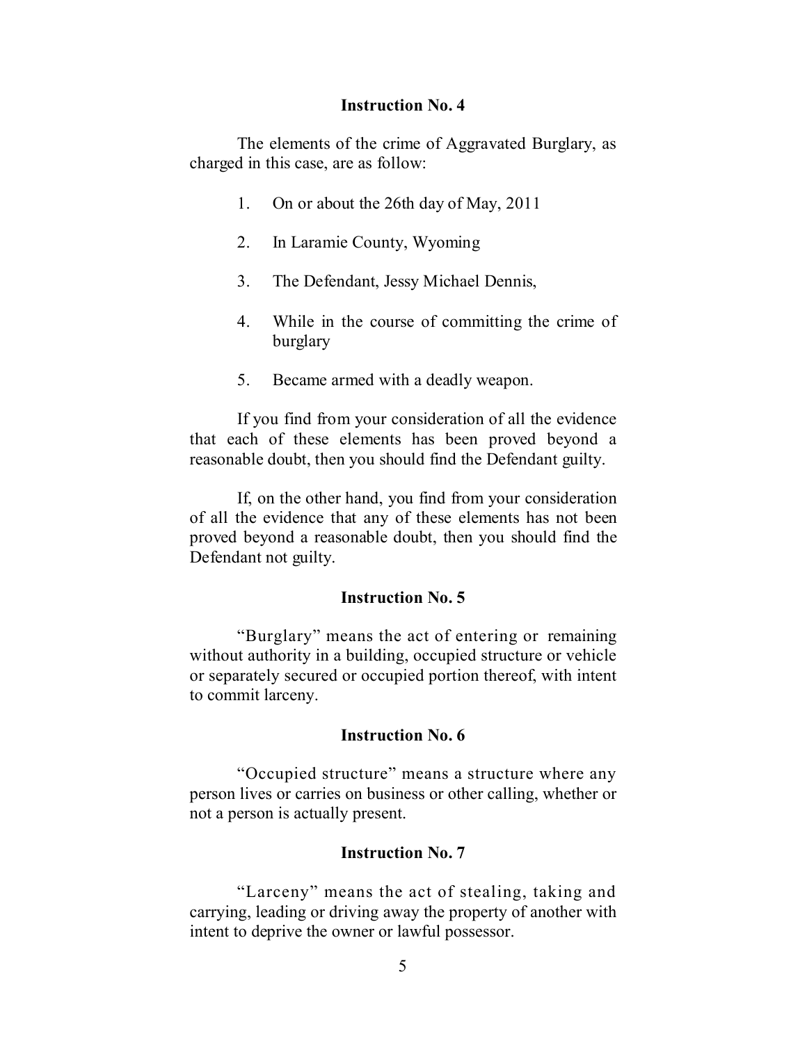### Instruction No. 4

The elements of the crime of Aggravated Burglary, as charged in this case, are as follow:

1. On or about the 26th day of May, 2011
2. In Laramie County, Wyoming
3. The Defendant, Jessy Michael Dennis,
4. While in the course of committing the crime of burglary
5. Became armed with a deadly weapon.

If you find from your consideration of all the evidence that each of these elements has been proved beyond a reasonable doubt, then you should find the Defendant guilty.

If, on the other hand, you find from your consideration of all the evidence that any of these elements has not been proved beyond a reasonable doubt, then you should find the Defendant not guilty.

### Instruction No. 5

"Burglary" means the act of entering or remaining without authority in a building, occupied structure or vehicle or separately secured or occupied portion thereof, with intent to commit larceny.

### Instruction No. 6

"Occupied structure" means a structure where any person lives or carries on business or other calling, whether or not a person is actually present.

### Instruction No. 7

"Larceny" means the act of stealing, taking and carrying, leading or driving away the property of another with intent to deprive the owner or lawful possessor.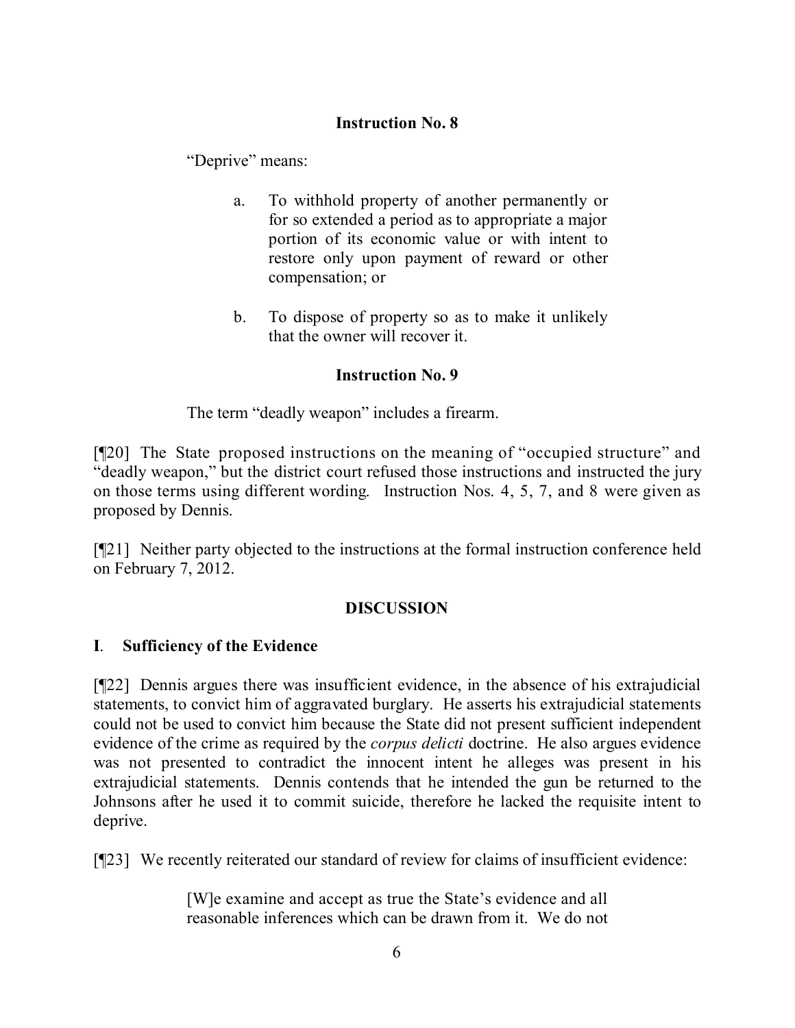**Instruction No. 8**

"Deprive" means:

> a. To withhold property of another permanently or for so extended a period as to appropriate a major portion of its economic value or with intent to restore only upon payment of reward or other compensation; or
>
> b. To dispose of property so as to make it unlikely that the owner will recover it.

**Instruction No. 9**

The term "deadly weapon" includes a firearm.

[¶20] The State proposed instructions on the meaning of "occupied structure" and "deadly weapon," but the district court refused those instructions and instructed the jury on those terms using different wording. Instruction Nos. 4, 5, 7, and 8 were given as proposed by Dennis.

[¶21] Neither party objected to the instructions at the formal instruction conference held on February 7, 2012.

## DISCUSSION

### I. Sufficiency of the Evidence

[¶22] Dennis argues there was insufficient evidence, in the absence of his extrajudicial statements, to convict him of aggravated burglary. He asserts his extrajudicial statements could not be used to convict him because the State did not present sufficient independent evidence of the crime as required by the *corpus delicti* doctrine. He also argues evidence was not presented to contradict the innocent intent he alleges was present in his extrajudicial statements. Dennis contends that he intended the gun be returned to the Johnsons after he used it to commit suicide, therefore he lacked the requisite intent to deprive.

[¶23] We recently reiterated our standard of review for claims of insufficient evidence:

> [W]e examine and accept as true the State's evidence and all reasonable inferences which can be drawn from it. We do not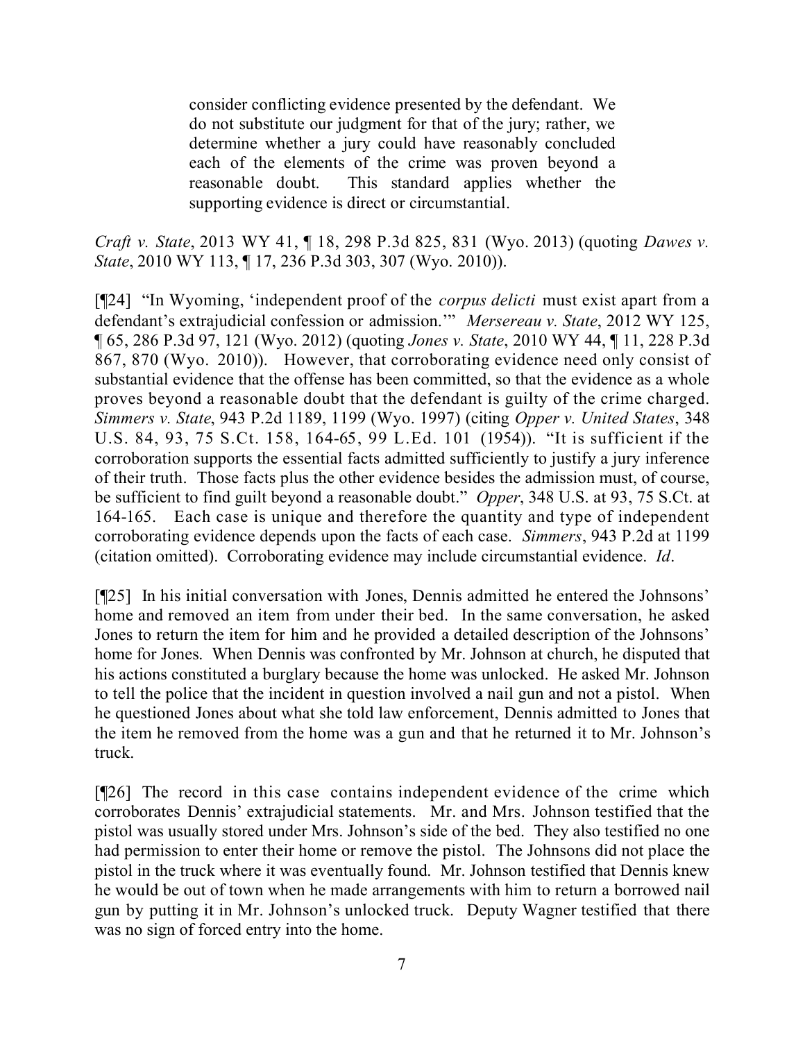> consider conflicting evidence presented by the defendant. We do not substitute our judgment for that of the jury; rather, we determine whether a jury could have reasonably concluded each of the elements of the crime was proven beyond a reasonable doubt. This standard applies whether the supporting evidence is direct or circumstantial.

*Craft v. State*, 2013 WY 41, ¶ 18, 298 P.3d 825, 831 (Wyo. 2013) (quoting *Dawes v. State*, 2010 WY 113, ¶ 17, 236 P.3d 303, 307 (Wyo. 2010)).

[¶24] "In Wyoming, 'independent proof of the *corpus delicti* must exist apart from a defendant's extrajudicial confession or admission.'" *Mersereau v. State*, 2012 WY 125, ¶ 65, 286 P.3d 97, 121 (Wyo. 2012) (quoting *Jones v. State*, 2010 WY 44, ¶ 11, 228 P.3d 867, 870 (Wyo. 2010)). However, that corroborating evidence need only consist of substantial evidence that the offense has been committed, so that the evidence as a whole proves beyond a reasonable doubt that the defendant is guilty of the crime charged. *Simmers v. State*, 943 P.2d 1189, 1199 (Wyo. 1997) (citing *Opper v. United States*, 348 U.S. 84, 93, 75 S.Ct. 158, 164-65, 99 L.Ed. 101 (1954)). "It is sufficient if the corroboration supports the essential facts admitted sufficiently to justify a jury inference of their truth. Those facts plus the other evidence besides the admission must, of course, be sufficient to find guilt beyond a reasonable doubt." *Opper*, 348 U.S. at 93, 75 S.Ct. at 164-165. Each case is unique and therefore the quantity and type of independent corroborating evidence depends upon the facts of each case. *Simmers*, 943 P.2d at 1199 (citation omitted). Corroborating evidence may include circumstantial evidence. *Id*.

[¶25] In his initial conversation with Jones, Dennis admitted he entered the Johnsons' home and removed an item from under their bed. In the same conversation, he asked Jones to return the item for him and he provided a detailed description of the Johnsons' home for Jones. When Dennis was confronted by Mr. Johnson at church, he disputed that his actions constituted a burglary because the home was unlocked. He asked Mr. Johnson to tell the police that the incident in question involved a nail gun and not a pistol. When he questioned Jones about what she told law enforcement, Dennis admitted to Jones that the item he removed from the home was a gun and that he returned it to Mr. Johnson's truck.

[¶26] The record in this case contains independent evidence of the crime which corroborates Dennis' extrajudicial statements. Mr. and Mrs. Johnson testified that the pistol was usually stored under Mrs. Johnson's side of the bed. They also testified no one had permission to enter their home or remove the pistol. The Johnsons did not place the pistol in the truck where it was eventually found. Mr. Johnson testified that Dennis knew he would be out of town when he made arrangements with him to return a borrowed nail gun by putting it in Mr. Johnson's unlocked truck. Deputy Wagner testified that there was no sign of forced entry into the home.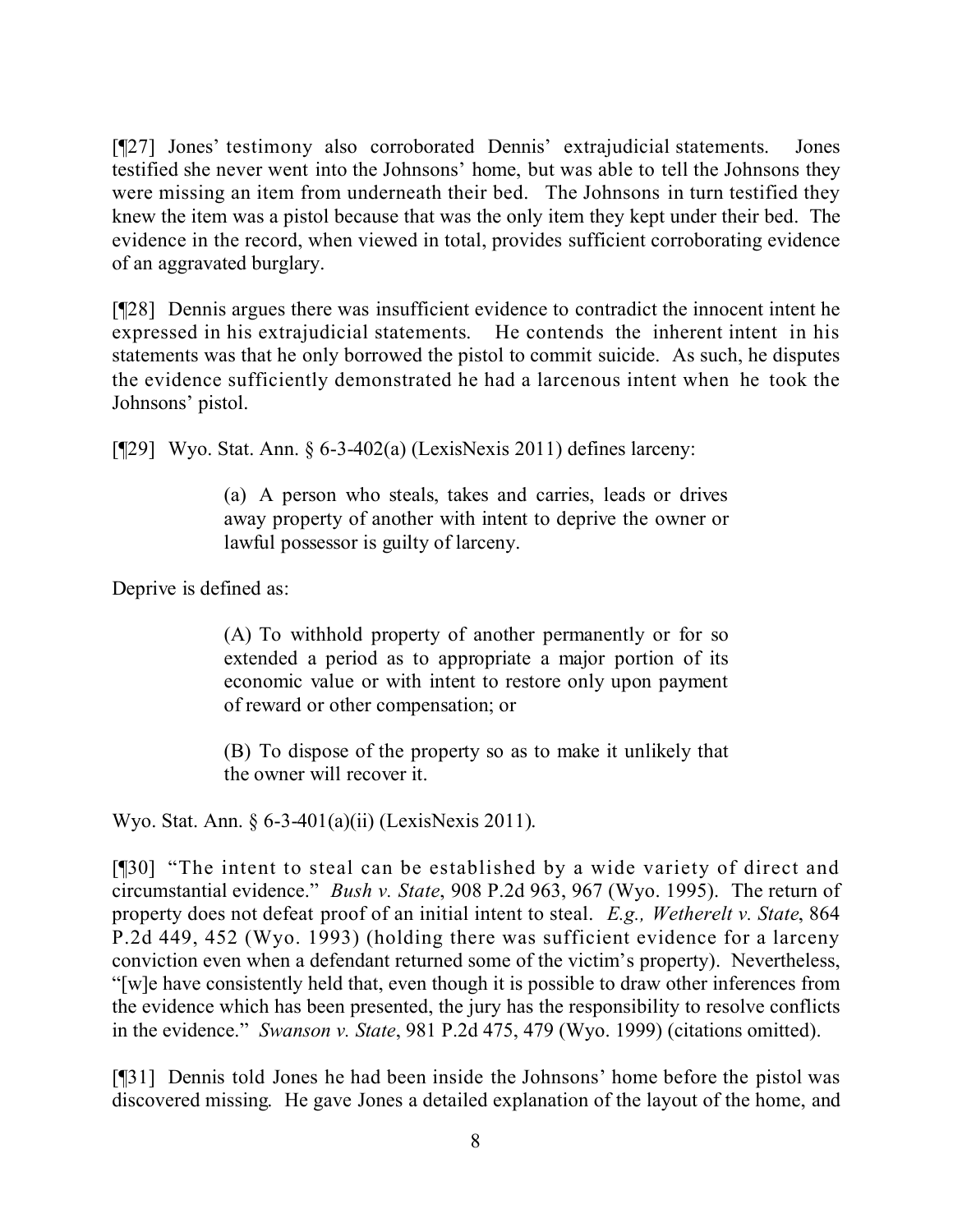[¶27] Jones' testimony also corroborated Dennis' extrajudicial statements. Jones testified she never went into the Johnsons' home, but was able to tell the Johnsons they were missing an item from underneath their bed. The Johnsons in turn testified they knew the item was a pistol because that was the only item they kept under their bed. The evidence in the record, when viewed in total, provides sufficient corroborating evidence of an aggravated burglary.

[¶28] Dennis argues there was insufficient evidence to contradict the innocent intent he expressed in his extrajudicial statements. He contends the inherent intent in his statements was that he only borrowed the pistol to commit suicide. As such, he disputes the evidence sufficiently demonstrated he had a larcenous intent when he took the Johnsons' pistol.

[¶29] Wyo. Stat. Ann. § 6-3-402(a) (LexisNexis 2011) defines larceny:

> (a) A person who steals, takes and carries, leads or drives away property of another with intent to deprive the owner or lawful possessor is guilty of larceny.

Deprive is defined as:

> (A) To withhold property of another permanently or for so extended a period as to appropriate a major portion of its economic value or with intent to restore only upon payment of reward or other compensation; or
>
> (B) To dispose of the property so as to make it unlikely that the owner will recover it.

Wyo. Stat. Ann. § 6-3-401(a)(ii) (LexisNexis 2011).

[¶30] "The intent to steal can be established by a wide variety of direct and circumstantial evidence." *Bush v. State*, 908 P.2d 963, 967 (Wyo. 1995). The return of property does not defeat proof of an initial intent to steal. *E.g., Wetherelt v. State*, 864 P.2d 449, 452 (Wyo. 1993) (holding there was sufficient evidence for a larceny conviction even when a defendant returned some of the victim's property). Nevertheless, "[w]e have consistently held that, even though it is possible to draw other inferences from the evidence which has been presented, the jury has the responsibility to resolve conflicts in the evidence." *Swanson v. State*, 981 P.2d 475, 479 (Wyo. 1999) (citations omitted).

[¶31] Dennis told Jones he had been inside the Johnsons' home before the pistol was discovered missing. He gave Jones a detailed explanation of the layout of the home, and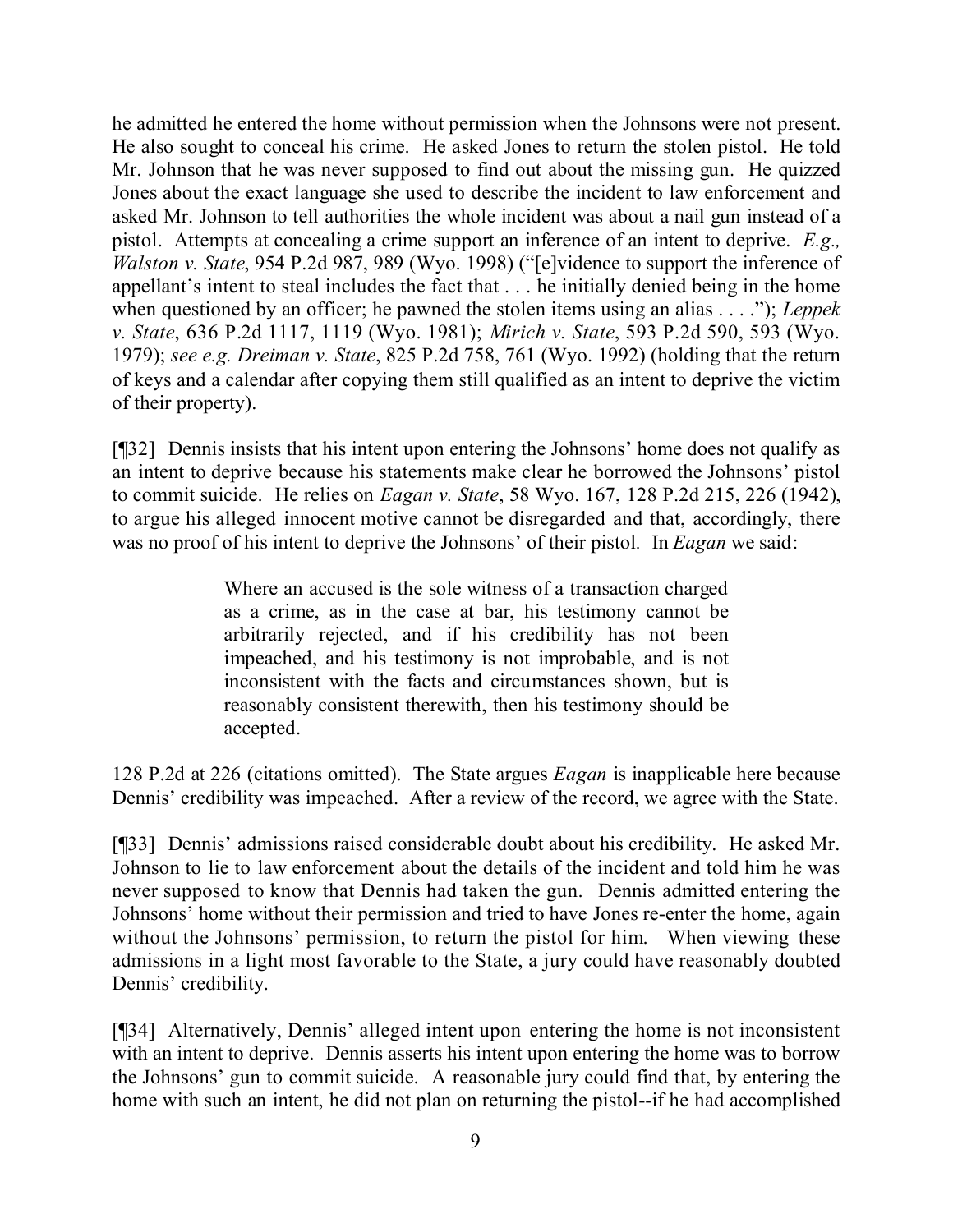he admitted he entered the home without permission when the Johnsons were not present. He also sought to conceal his crime. He asked Jones to return the stolen pistol. He told Mr. Johnson that he was never supposed to find out about the missing gun. He quizzed Jones about the exact language she used to describe the incident to law enforcement and asked Mr. Johnson to tell authorities the whole incident was about a nail gun instead of a pistol. Attempts at concealing a crime support an inference of an intent to deprive. *E.g., Walston v. State*, 954 P.2d 987, 989 (Wyo. 1998) ("[e]vidence to support the inference of appellant's intent to steal includes the fact that . . . he initially denied being in the home when questioned by an officer; he pawned the stolen items using an alias . . . ."); *Leppek v. State*, 636 P.2d 1117, 1119 (Wyo. 1981); *Mirich v. State*, 593 P.2d 590, 593 (Wyo. 1979); *see e.g. Dreiman v. State*, 825 P.2d 758, 761 (Wyo. 1992) (holding that the return of keys and a calendar after copying them still qualified as an intent to deprive the victim of their property).

[¶32] Dennis insists that his intent upon entering the Johnsons' home does not qualify as an intent to deprive because his statements make clear he borrowed the Johnsons' pistol to commit suicide. He relies on *Eagan v. State*, 58 Wyo. 167, 128 P.2d 215, 226 (1942), to argue his alleged innocent motive cannot be disregarded and that, accordingly, there was no proof of his intent to deprive the Johnsons' of their pistol. In *Eagan* we said:

> Where an accused is the sole witness of a transaction charged as a crime, as in the case at bar, his testimony cannot be arbitrarily rejected, and if his credibility has not been impeached, and his testimony is not improbable, and is not inconsistent with the facts and circumstances shown, but is reasonably consistent therewith, then his testimony should be accepted.

128 P.2d at 226 (citations omitted). The State argues *Eagan* is inapplicable here because Dennis' credibility was impeached. After a review of the record, we agree with the State.

[¶33] Dennis' admissions raised considerable doubt about his credibility. He asked Mr. Johnson to lie to law enforcement about the details of the incident and told him he was never supposed to know that Dennis had taken the gun. Dennis admitted entering the Johnsons' home without their permission and tried to have Jones re-enter the home, again without the Johnsons' permission, to return the pistol for him. When viewing these admissions in a light most favorable to the State, a jury could have reasonably doubted Dennis' credibility.

[¶34] Alternatively, Dennis' alleged intent upon entering the home is not inconsistent with an intent to deprive. Dennis asserts his intent upon entering the home was to borrow the Johnsons' gun to commit suicide. A reasonable jury could find that, by entering the home with such an intent, he did not plan on returning the pistol--if he had accomplished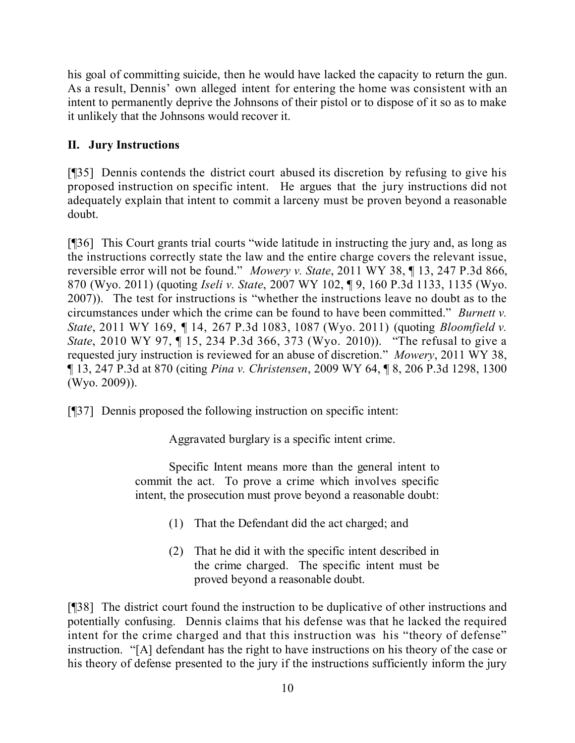his goal of committing suicide, then he would have lacked the capacity to return the gun. As a result, Dennis' own alleged intent for entering the home was consistent with an intent to permanently deprive the Johnsons of their pistol or to dispose of it so as to make it unlikely that the Johnsons would recover it.

## II. Jury Instructions

[¶35] Dennis contends the district court abused its discretion by refusing to give his proposed instruction on specific intent. He argues that the jury instructions did not adequately explain that intent to commit a larceny must be proven beyond a reasonable doubt.

[¶36] This Court grants trial courts "wide latitude in instructing the jury and, as long as the instructions correctly state the law and the entire charge covers the relevant issue, reversible error will not be found." *Mowery v. State*, 2011 WY 38, ¶ 13, 247 P.3d 866, 870 (Wyo. 2011) (quoting *Iseli v. State*, 2007 WY 102, ¶ 9, 160 P.3d 1133, 1135 (Wyo. 2007)). The test for instructions is "whether the instructions leave no doubt as to the circumstances under which the crime can be found to have been committed." *Burnett v. State*, 2011 WY 169, ¶ 14, 267 P.3d 1083, 1087 (Wyo. 2011) (quoting *Bloomfield v. State*, 2010 WY 97, ¶ 15, 234 P.3d 366, 373 (Wyo. 2010)). "The refusal to give a requested jury instruction is reviewed for an abuse of discretion." *Mowery*, 2011 WY 38, ¶ 13, 247 P.3d at 870 (citing *Pina v. Christensen*, 2009 WY 64, ¶ 8, 206 P.3d 1298, 1300 (Wyo. 2009)).

[¶37] Dennis proposed the following instruction on specific intent:

> Aggravated burglary is a specific intent crime.
>
> Specific Intent means more than the general intent to commit the act. To prove a crime which involves specific intent, the prosecution must prove beyond a reasonable doubt:
>
> (1) That the Defendant did the act charged; and
>
> (2) That he did it with the specific intent described in the crime charged. The specific intent must be proved beyond a reasonable doubt.

[¶38] The district court found the instruction to be duplicative of other instructions and potentially confusing. Dennis claims that his defense was that he lacked the required intent for the crime charged and that this instruction was his "theory of defense" instruction. "[A] defendant has the right to have instructions on his theory of the case or his theory of defense presented to the jury if the instructions sufficiently inform the jury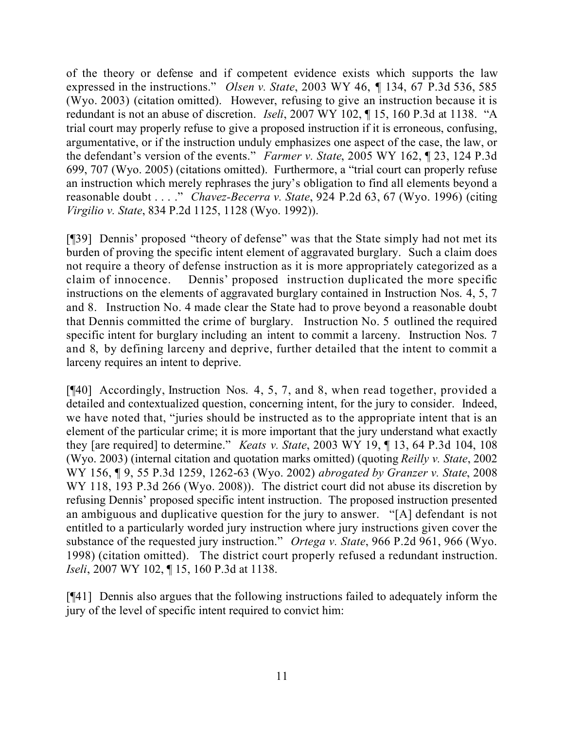of the theory or defense and if competent evidence exists which supports the law expressed in the instructions." *Olsen v. State*, 2003 WY 46, ¶ 134, 67 P.3d 536, 585 (Wyo. 2003) (citation omitted). However, refusing to give an instruction because it is redundant is not an abuse of discretion. *Iseli*, 2007 WY 102, ¶ 15, 160 P.3d at 1138. "A trial court may properly refuse to give a proposed instruction if it is erroneous, confusing, argumentative, or if the instruction unduly emphasizes one aspect of the case, the law, or the defendant's version of the events." *Farmer v. State*, 2005 WY 162, ¶ 23, 124 P.3d 699, 707 (Wyo. 2005) (citations omitted). Furthermore, a "trial court can properly refuse an instruction which merely rephrases the jury's obligation to find all elements beyond a reasonable doubt . . . ." *Chavez-Becerra v. State*, 924 P.2d 63, 67 (Wyo. 1996) (citing *Virgilio v. State*, 834 P.2d 1125, 1128 (Wyo. 1992)).

[¶39] Dennis' proposed "theory of defense" was that the State simply had not met its burden of proving the specific intent element of aggravated burglary. Such a claim does not require a theory of defense instruction as it is more appropriately categorized as a claim of innocence. Dennis' proposed instruction duplicated the more specific instructions on the elements of aggravated burglary contained in Instruction Nos. 4, 5, 7 and 8. Instruction No. 4 made clear the State had to prove beyond a reasonable doubt that Dennis committed the crime of burglary. Instruction No. 5 outlined the required specific intent for burglary including an intent to commit a larceny. Instruction Nos. 7 and 8, by defining larceny and deprive, further detailed that the intent to commit a larceny requires an intent to deprive.

[¶40] Accordingly, Instruction Nos. 4, 5, 7, and 8, when read together, provided a detailed and contextualized question, concerning intent, for the jury to consider. Indeed, we have noted that, "juries should be instructed as to the appropriate intent that is an element of the particular crime; it is more important that the jury understand what exactly they [are required] to determine." *Keats v. State*, 2003 WY 19, ¶ 13, 64 P.3d 104, 108 (Wyo. 2003) (internal citation and quotation marks omitted) (quoting *Reilly v. State*, 2002 WY 156, ¶ 9, 55 P.3d 1259, 1262-63 (Wyo. 2002) *abrogated by Granzer v. State*, 2008 WY 118, 193 P.3d 266 (Wyo. 2008)). The district court did not abuse its discretion by refusing Dennis' proposed specific intent instruction. The proposed instruction presented an ambiguous and duplicative question for the jury to answer. "[A] defendant is not entitled to a particularly worded jury instruction where jury instructions given cover the substance of the requested jury instruction." *Ortega v. State*, 966 P.2d 961, 966 (Wyo. 1998) (citation omitted). The district court properly refused a redundant instruction. *Iseli*, 2007 WY 102, ¶ 15, 160 P.3d at 1138.

[¶41] Dennis also argues that the following instructions failed to adequately inform the jury of the level of specific intent required to convict him: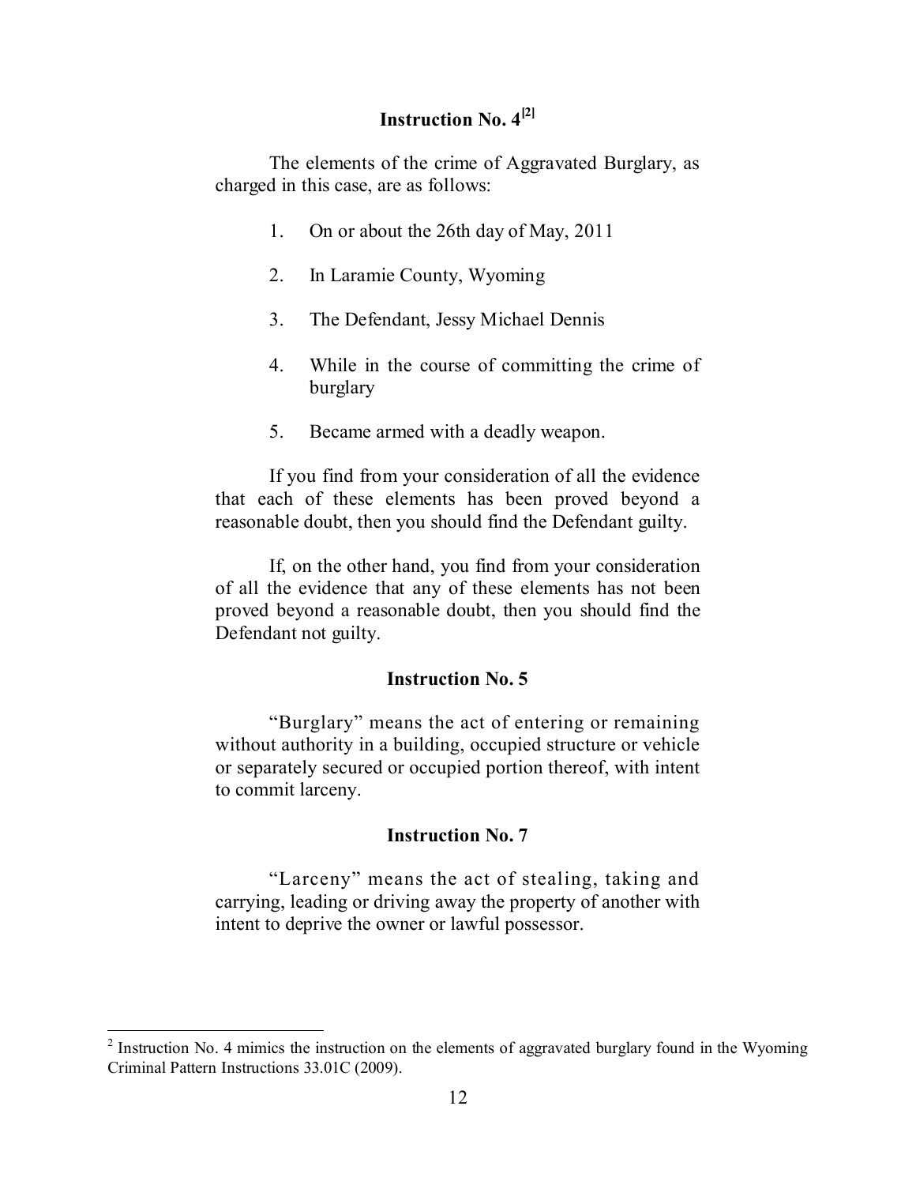**Instruction No. 4[2]**

The elements of the crime of Aggravated Burglary, as charged in this case, are as follows:

1. On or about the 26th day of May, 2011
2. In Laramie County, Wyoming
3. The Defendant, Jessy Michael Dennis
4. While in the course of committing the crime of burglary
5. Became armed with a deadly weapon.

If you find from your consideration of all the evidence that each of these elements has been proved beyond a reasonable doubt, then you should find the Defendant guilty.

If, on the other hand, you find from your consideration of all the evidence that any of these elements has not been proved beyond a reasonable doubt, then you should find the Defendant not guilty.

**Instruction No. 5**

"Burglary" means the act of entering or remaining without authority in a building, occupied structure or vehicle or separately secured or occupied portion thereof, with intent to commit larceny.

**Instruction No. 7**

"Larceny" means the act of stealing, taking and carrying, leading or driving away the property of another with intent to deprive the owner or lawful possessor.

---

[2] Instruction No. 4 mimics the instruction on the elements of aggravated burglary found in the Wyoming Criminal Pattern Instructions 33.01C (2009).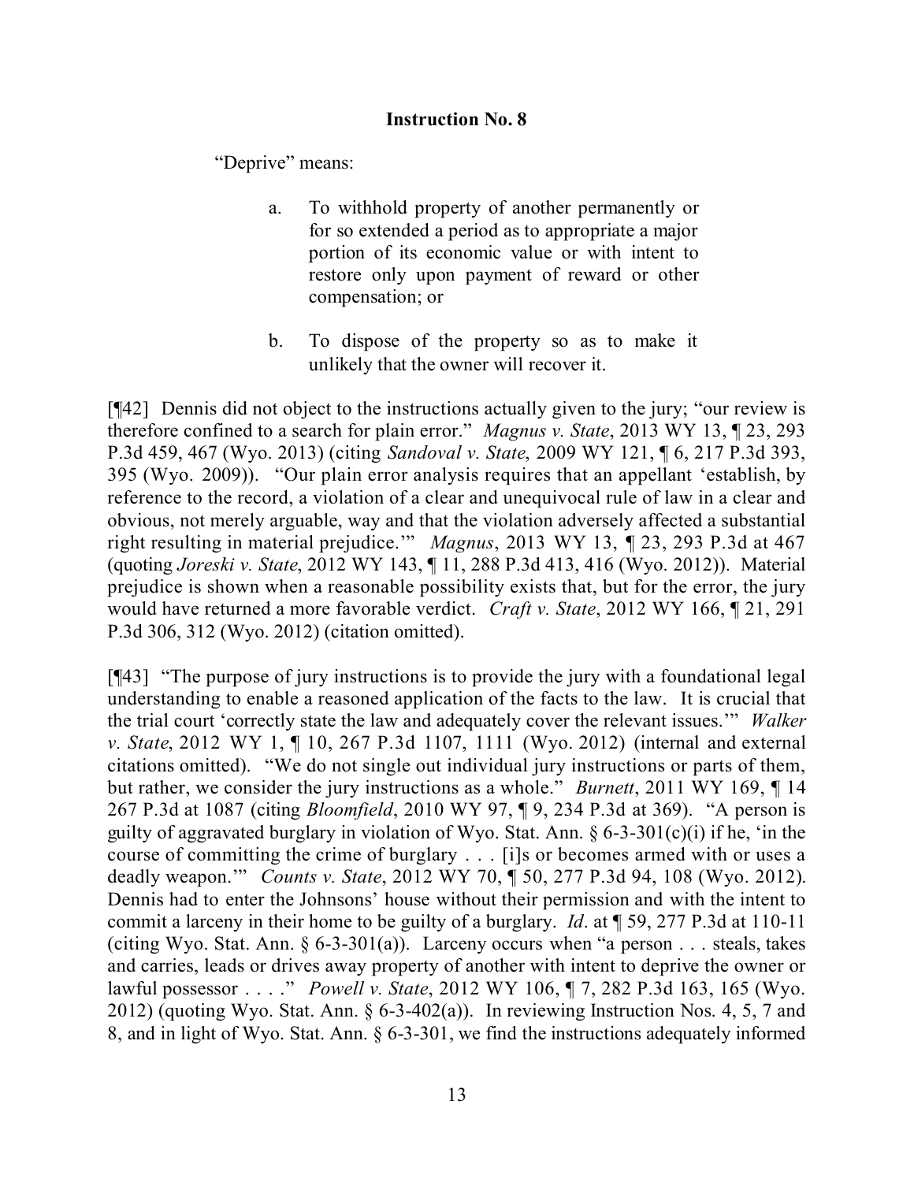**Instruction No. 8**

"Deprive" means:

> a. To withhold property of another permanently or for so extended a period as to appropriate a major portion of its economic value or with intent to restore only upon payment of reward or other compensation; or
>
> b. To dispose of the property so as to make it unlikely that the owner will recover it.

[¶42] Dennis did not object to the instructions actually given to the jury; "our review is therefore confined to a search for plain error." *Magnus v. State*, 2013 WY 13, ¶ 23, 293 P.3d 459, 467 (Wyo. 2013) (citing *Sandoval v. State*, 2009 WY 121, ¶ 6, 217 P.3d 393, 395 (Wyo. 2009)). "Our plain error analysis requires that an appellant 'establish, by reference to the record, a violation of a clear and unequivocal rule of law in a clear and obvious, not merely arguable, way and that the violation adversely affected a substantial right resulting in material prejudice.'" *Magnus*, 2013 WY 13, ¶ 23, 293 P.3d at 467 (quoting *Joreski v. State*, 2012 WY 143, ¶ 11, 288 P.3d 413, 416 (Wyo. 2012)). Material prejudice is shown when a reasonable possibility exists that, but for the error, the jury would have returned a more favorable verdict. *Craft v. State*, 2012 WY 166, ¶ 21, 291 P.3d 306, 312 (Wyo. 2012) (citation omitted).

[¶43] "The purpose of jury instructions is to provide the jury with a foundational legal understanding to enable a reasoned application of the facts to the law. It is crucial that the trial court 'correctly state the law and adequately cover the relevant issues.'" *Walker v. State*, 2012 WY 1, ¶ 10, 267 P.3d 1107, 1111 (Wyo. 2012) (internal and external citations omitted). "We do not single out individual jury instructions or parts of them, but rather, we consider the jury instructions as a whole." *Burnett*, 2011 WY 169, ¶ 14 267 P.3d at 1087 (citing *Bloomfield*, 2010 WY 97, ¶ 9, 234 P.3d at 369). "A person is guilty of aggravated burglary in violation of Wyo. Stat. Ann. § 6-3-301(c)(i) if he, 'in the course of committing the crime of burglary . . . [i]s or becomes armed with or uses a deadly weapon.'" *Counts v. State*, 2012 WY 70, ¶ 50, 277 P.3d 94, 108 (Wyo. 2012). Dennis had to enter the Johnsons' house without their permission and with the intent to commit a larceny in their home to be guilty of a burglary. *Id*. at ¶ 59, 277 P.3d at 110-11 (citing Wyo. Stat. Ann. § 6-3-301(a)). Larceny occurs when "a person . . . steals, takes and carries, leads or drives away property of another with intent to deprive the owner or lawful possessor . . . ." *Powell v. State*, 2012 WY 106, ¶ 7, 282 P.3d 163, 165 (Wyo. 2012) (quoting Wyo. Stat. Ann. § 6-3-402(a)). In reviewing Instruction Nos. 4, 5, 7 and 8, and in light of Wyo. Stat. Ann. § 6-3-301, we find the instructions adequately informed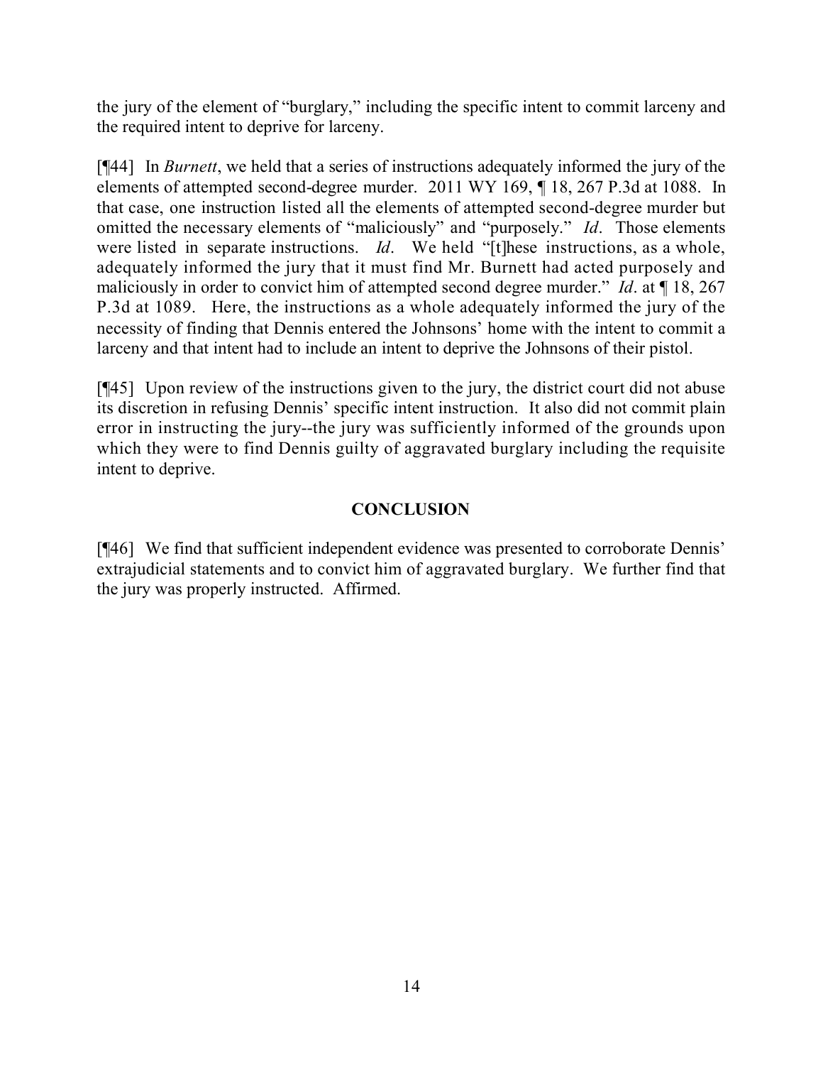the jury of the element of "burglary," including the specific intent to commit larceny and the required intent to deprive for larceny.

[¶44] In *Burnett*, we held that a series of instructions adequately informed the jury of the elements of attempted second-degree murder. 2011 WY 169, ¶ 18, 267 P.3d at 1088. In that case, one instruction listed all the elements of attempted second-degree murder but omitted the necessary elements of "maliciously" and "purposely." *Id*. Those elements were listed in separate instructions. *Id*. We held "[t]hese instructions, as a whole, adequately informed the jury that it must find Mr. Burnett had acted purposely and maliciously in order to convict him of attempted second degree murder." *Id*. at ¶ 18, 267 P.3d at 1089. Here, the instructions as a whole adequately informed the jury of the necessity of finding that Dennis entered the Johnsons' home with the intent to commit a larceny and that intent had to include an intent to deprive the Johnsons of their pistol.

[¶45] Upon review of the instructions given to the jury, the district court did not abuse its discretion in refusing Dennis' specific intent instruction. It also did not commit plain error in instructing the jury--the jury was sufficiently informed of the grounds upon which they were to find Dennis guilty of aggravated burglary including the requisite intent to deprive.

## CONCLUSION

[¶46] We find that sufficient independent evidence was presented to corroborate Dennis' extrajudicial statements and to convict him of aggravated burglary. We further find that the jury was properly instructed. Affirmed.